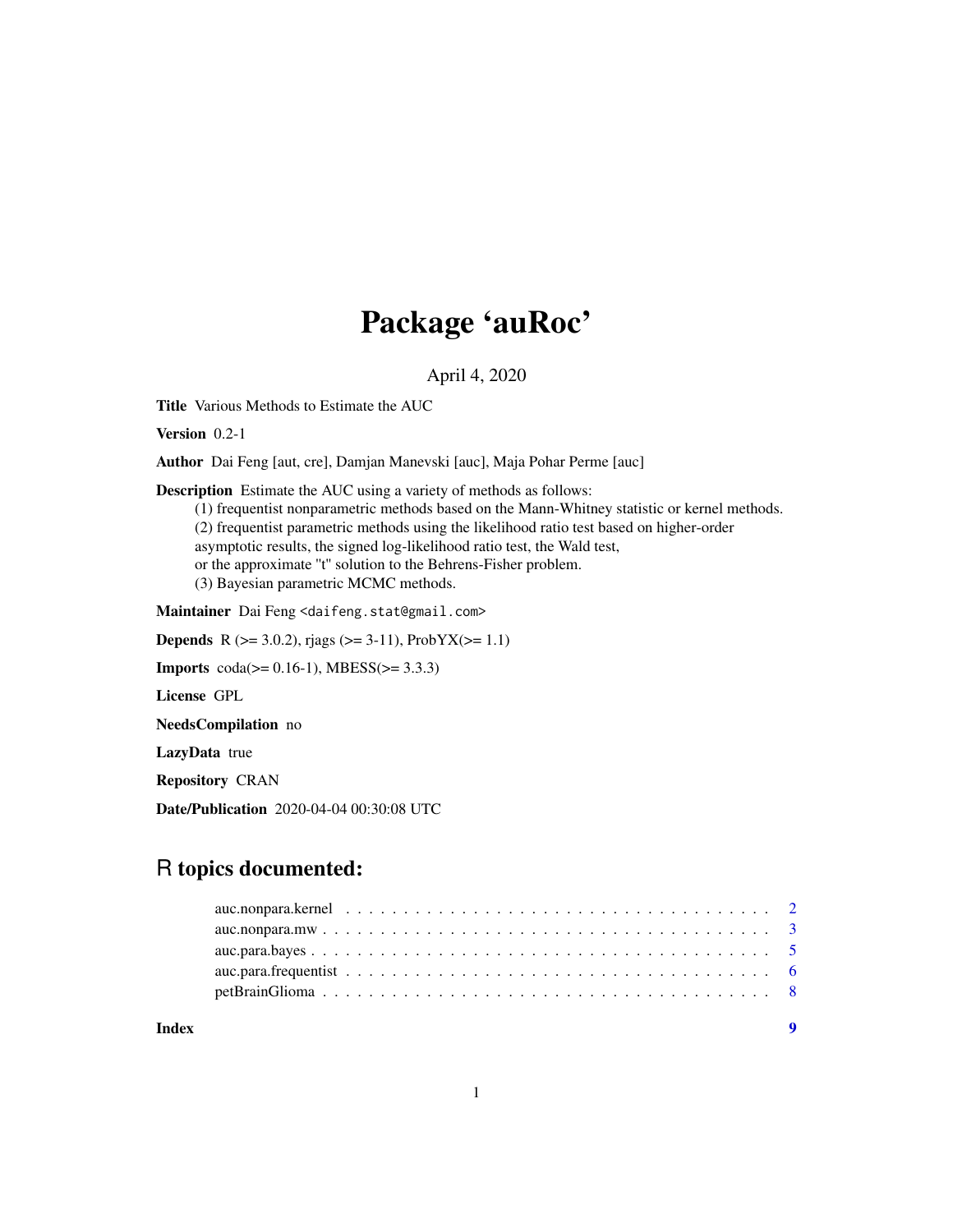# Package 'auRoc'

April 4, 2020

**Title** Various Methods to Estimate the AUC

**Version** 0.2-1

**Author** Dai Feng [aut, cre], Damjan Manevski [auc], Maja Pohar Perme [auc]

**Description** Estimate the AUC using a variety of methods as follows:
(1) frequentist nonparametric methods based on the Mann-Whitney statistic or kernel methods.
(2) frequentist parametric methods using the likelihood ratio test based on higher-order asymptotic results, the signed log-likelihood ratio test, the Wald test, or the approximate "t" solution to the Behrens-Fisher problem.
(3) Bayesian parametric MCMC methods.

**Maintainer** Dai Feng <daifeng.stat@gmail.com>

**Depends** R (>= 3.0.2), rjags (>= 3-11), ProbYX(>= 1.1)

**Imports** coda(>= 0.16-1), MBESS(>= 3.3.3)

**License** GPL

**NeedsCompilation** no

**LazyData** true

**Repository** CRAN

**Date/Publication** 2020-04-04 00:30:08 UTC

## R topics documented:

- auc.nonpara.kernel . . . . . . . . . . . . . . . . . . . . . . . . . . . . . . . . . . . . 2
- auc.nonpara.mw . . . . . . . . . . . . . . . . . . . . . . . . . . . . . . . . . . . . 3
- auc.para.bayes . . . . . . . . . . . . . . . . . . . . . . . . . . . . . . . . . . . . 5
- auc.para.frequentist . . . . . . . . . . . . . . . . . . . . . . . . . . . . . . . . . . . . 6
- petBrainGlioma . . . . . . . . . . . . . . . . . . . . . . . . . . . . . . . . . . . . 8

**Index** 9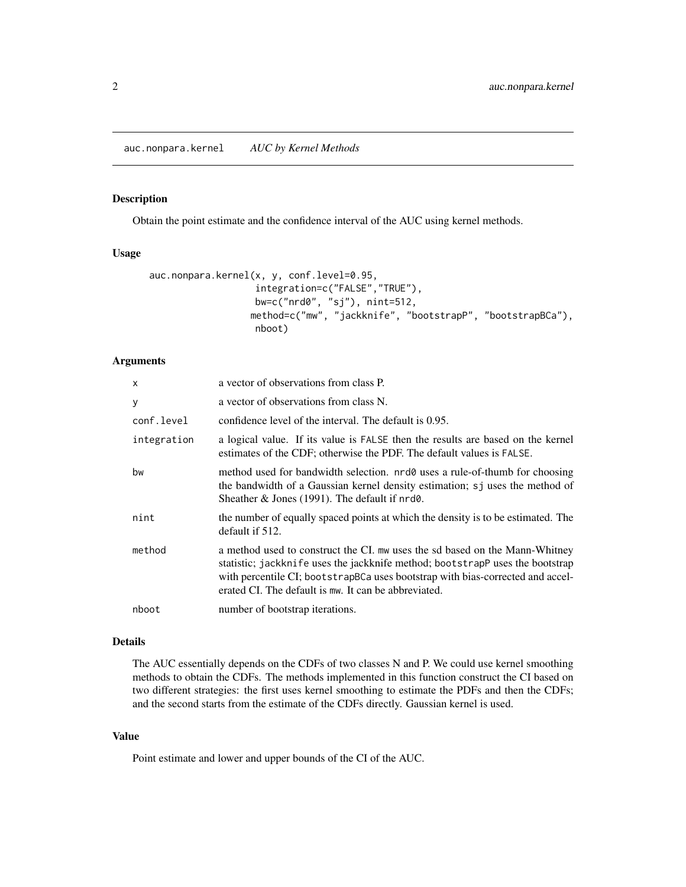auc.nonpara.kernel *AUC by Kernel Methods*

## Description

Obtain the point estimate and the confidence interval of the AUC using kernel methods.

## Usage

```
auc.nonpara.kernel(x, y, conf.level=0.95,
                   integration=c("FALSE","TRUE"),
                   bw=c("nrd0", "sj"), nint=512,
                  method=c("mw", "jackknife", "bootstrapP", "bootstrapBCa"),
                   nboot)
```

## Arguments

| | |
|---|---|
| `x` | a vector of observations from class P. |
| `y` | a vector of observations from class N. |
| `conf.level` | confidence level of the interval. The default is 0.95. |
| `integration` | a logical value. If its value is `FALSE` then the results are based on the kernel estimates of the CDF; otherwise the PDF. The default values is `FALSE`. |
| `bw` | method used for bandwidth selection. `nrd0` uses a rule-of-thumb for choosing the bandwidth of a Gaussian kernel density estimation; `sj` uses the method of Sheather & Jones (1991). The default if `nrd0`. |
| `nint` | the number of equally spaced points at which the density is to be estimated. The default if 512. |
| `method` | a method used to construct the CI. `mw` uses the sd based on the Mann-Whitney statistic; `jackknife` uses the jackknife method; `bootstrapP` uses the bootstrap with percentile CI; `bootstrapBCa` uses bootstrap with bias-corrected and accelerated CI. The default is `mw`. It can be abbreviated. |
| `nboot` | number of bootstrap iterations. |

## Details

The AUC essentially depends on the CDFs of two classes N and P. We could use kernel smoothing methods to obtain the CDFs. The methods implemented in this function construct the CI based on two different strategies: the first uses kernel smoothing to estimate the PDFs and then the CDFs; and the second starts from the estimate of the CDFs directly. Gaussian kernel is used.

## Value

Point estimate and lower and upper bounds of the CI of the AUC.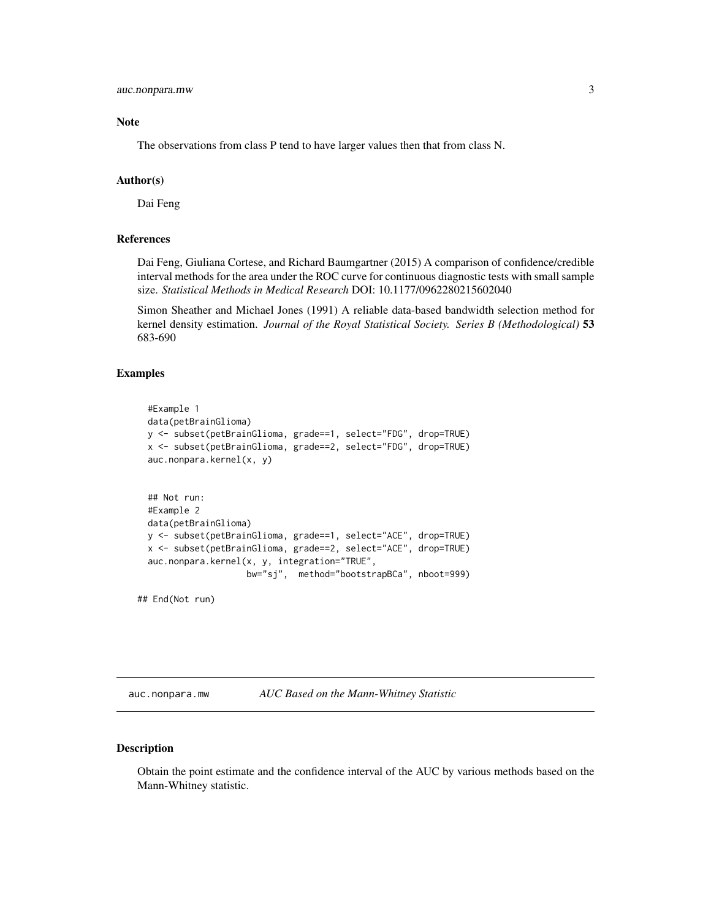### Note

The observations from class P tend to have larger values then that from class N.

### Author(s)

Dai Feng

### References

Dai Feng, Giuliana Cortese, and Richard Baumgartner (2015) A comparison of confidence/credible interval methods for the area under the ROC curve for continuous diagnostic tests with small sample size. *Statistical Methods in Medical Research* DOI: 10.1177/0962280215602040

Simon Sheather and Michael Jones (1991) A reliable data-based bandwidth selection method for kernel density estimation. *Journal of the Royal Statistical Society. Series B (Methodological)* **53** 683-690

### Examples

```
  #Example 1
  data(petBrainGlioma)
  y <- subset(petBrainGlioma, grade==1, select="FDG", drop=TRUE)
  x <- subset(petBrainGlioma, grade==2, select="FDG", drop=TRUE)
  auc.nonpara.kernel(x, y)


  ## Not run:
  #Example 2
  data(petBrainGlioma)
  y <- subset(petBrainGlioma, grade==1, select="ACE", drop=TRUE)
  x <- subset(petBrainGlioma, grade==2, select="ACE", drop=TRUE)
  auc.nonpara.kernel(x, y, integration="TRUE",
                    bw="sj",  method="bootstrapBCa", nboot=999)

## End(Not run)
```

## auc.nonpara.mw — *AUC Based on the Mann-Whitney Statistic*

### Description

Obtain the point estimate and the confidence interval of the AUC by various methods based on the Mann-Whitney statistic.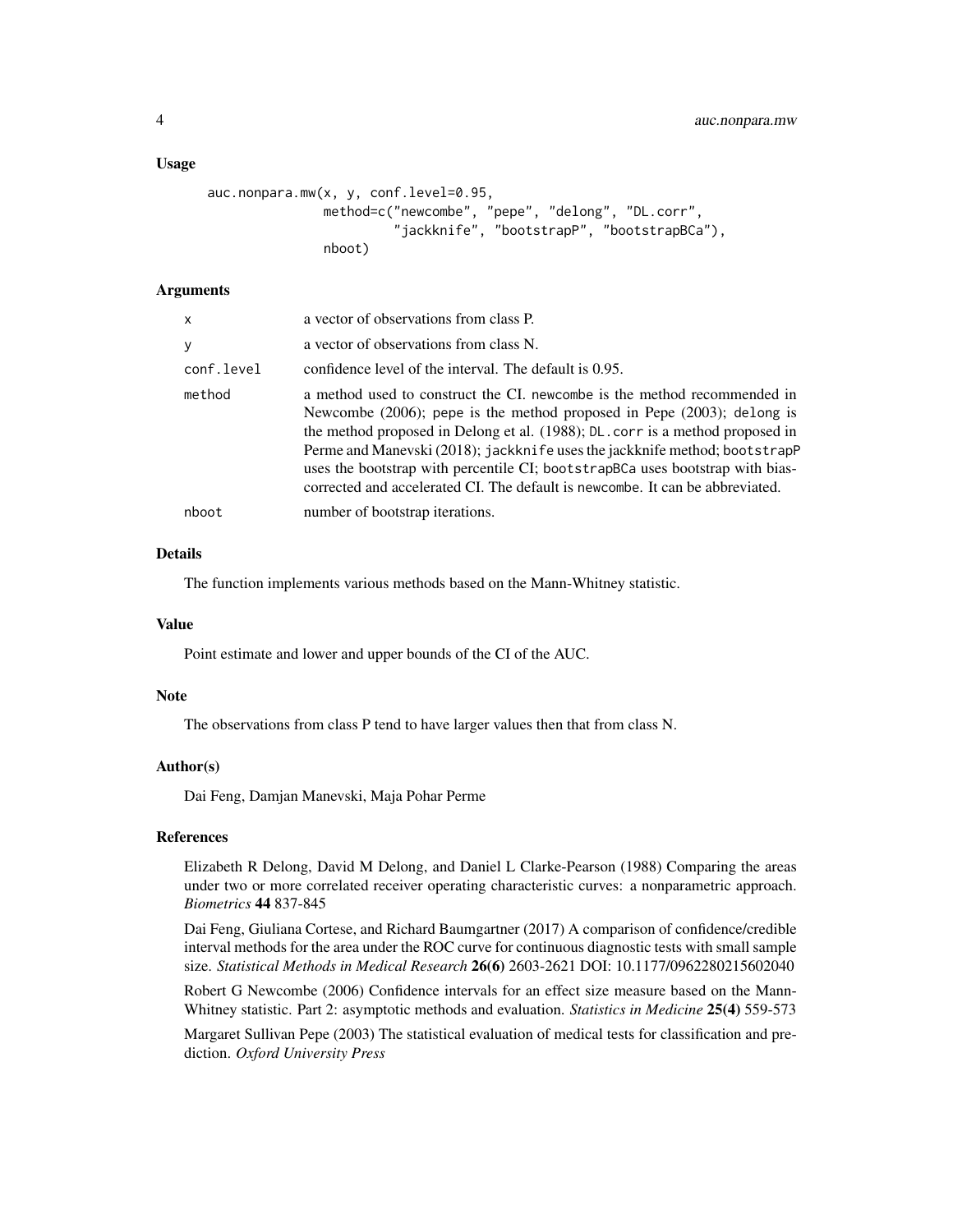## Usage

```
auc.nonpara.mw(x, y, conf.level=0.95,
               method=c("newcombe", "pepe", "delong", "DL.corr",
                        "jackknife", "bootstrapP", "bootstrapBCa"),
               nboot)
```

## Arguments

| | |
|---|---|
| x | a vector of observations from class P. |
| y | a vector of observations from class N. |
| conf.level | confidence level of the interval. The default is 0.95. |
| method | a method used to construct the CI. newcombe is the method recommended in Newcombe (2006); pepe is the method proposed in Pepe (2003); delong is the method proposed in Delong et al. (1988); DL.corr is a method proposed in Perme and Manevski (2018); jackknife uses the jackknife method; bootstrapP uses the bootstrap with percentile CI; bootstrapBCa uses bootstrap with bias-corrected and accelerated CI. The default is newcombe. It can be abbreviated. |
| nboot | number of bootstrap iterations. |

## Details

The function implements various methods based on the Mann-Whitney statistic.

## Value

Point estimate and lower and upper bounds of the CI of the AUC.

## Note

The observations from class P tend to have larger values then that from class N.

## Author(s)

Dai Feng, Damjan Manevski, Maja Pohar Perme

## References

Elizabeth R Delong, David M Delong, and Daniel L Clarke-Pearson (1988) Comparing the areas under two or more correlated receiver operating characteristic curves: a nonparametric approach. *Biometrics* **44** 837-845

Dai Feng, Giuliana Cortese, and Richard Baumgartner (2017) A comparison of confidence/credible interval methods for the area under the ROC curve for continuous diagnostic tests with small sample size. *Statistical Methods in Medical Research* **26(6)** 2603-2621 DOI: 10.1177/0962280215602040

Robert G Newcombe (2006) Confidence intervals for an effect size measure based on the Mann-Whitney statistic. Part 2: asymptotic methods and evaluation. *Statistics in Medicine* **25(4)** 559-573

Margaret Sullivan Pepe (2003) The statistical evaluation of medical tests for classification and prediction. *Oxford University Press*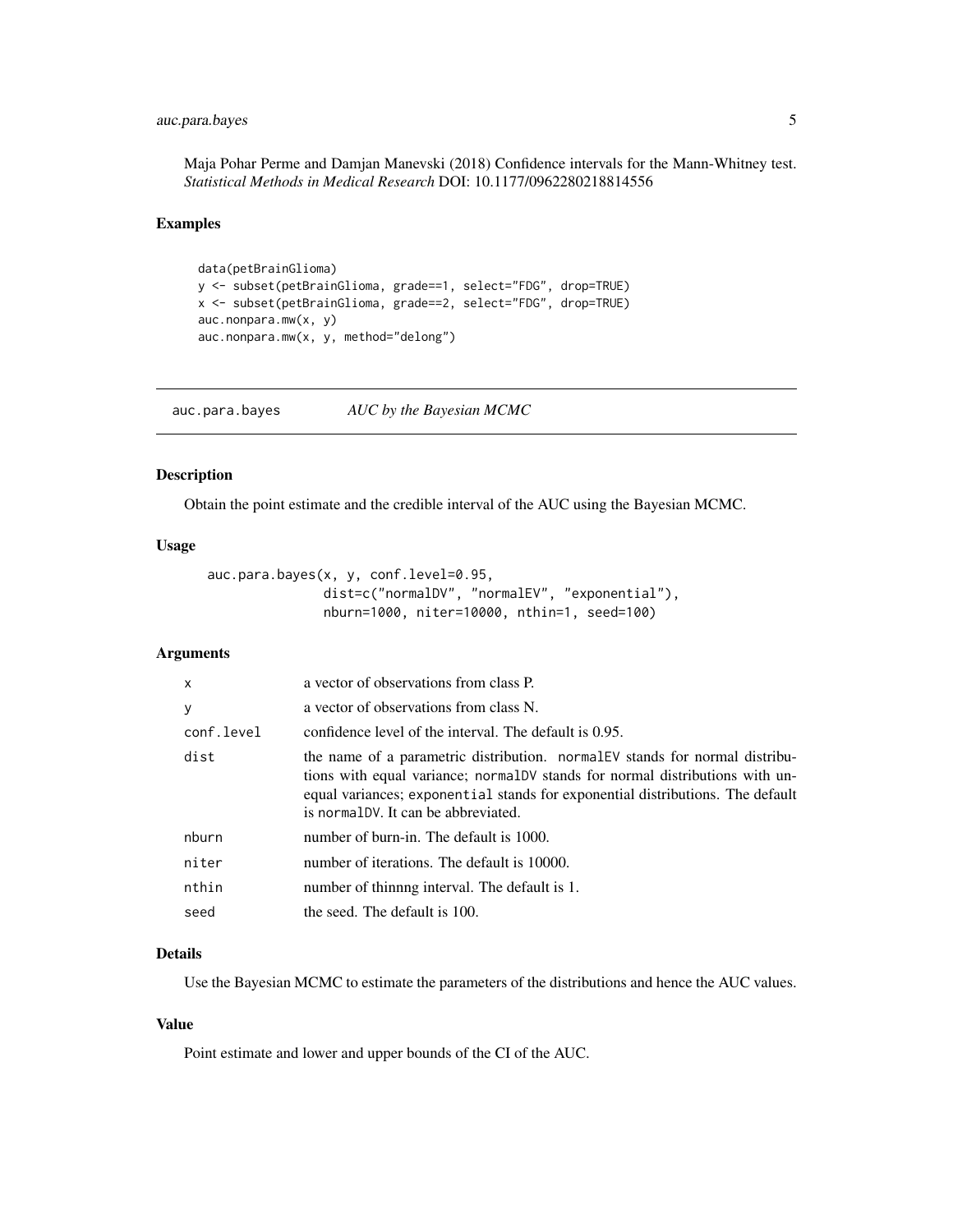Maja Pohar Perme and Damjan Manevski (2018) Confidence intervals for the Mann-Whitney test. *Statistical Methods in Medical Research* DOI: 10.1177/0962280218814556

### Examples

```
data(petBrainGlioma)
y <- subset(petBrainGlioma, grade==1, select="FDG", drop=TRUE)
x <- subset(petBrainGlioma, grade==2, select="FDG", drop=TRUE)
auc.nonpara.mw(x, y)
auc.nonpara.mw(x, y, method="delong")
```

---

## auc.para.bayes *AUC by the Bayesian MCMC*

---

### Description

Obtain the point estimate and the credible interval of the AUC using the Bayesian MCMC.

### Usage

```
auc.para.bayes(x, y, conf.level=0.95,
               dist=c("normalDV", "normalEV", "exponential"),
               nburn=1000, niter=10000, nthin=1, seed=100)
```

### Arguments

| | |
|---|---|
| x | a vector of observations from class P. |
| y | a vector of observations from class N. |
| conf.level | confidence level of the interval. The default is 0.95. |
| dist | the name of a parametric distribution. normalEV stands for normal distributions with equal variance; normalDV stands for normal distributions with unequal variances; exponential stands for exponential distributions. The default is normalDV. It can be abbreviated. |
| nburn | number of burn-in. The default is 1000. |
| niter | number of iterations. The default is 10000. |
| nthin | number of thinnng interval. The default is 1. |
| seed | the seed. The default is 100. |

### Details

Use the Bayesian MCMC to estimate the parameters of the distributions and hence the AUC values.

### Value

Point estimate and lower and upper bounds of the CI of the AUC.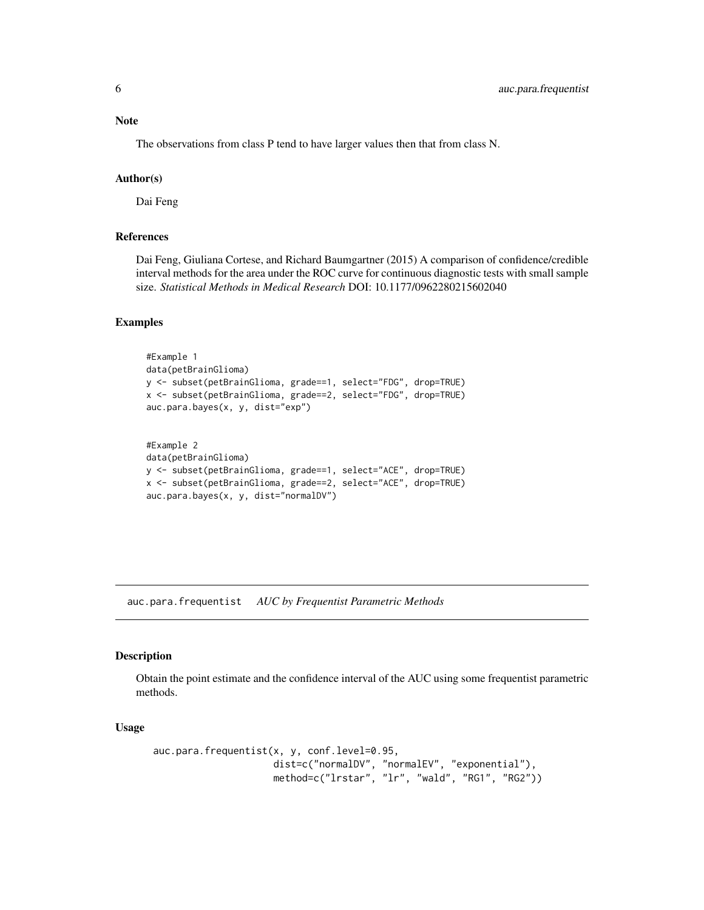### Note

The observations from class P tend to have larger values then that from class N.

### Author(s)

Dai Feng

### References

Dai Feng, Giuliana Cortese, and Richard Baumgartner (2015) A comparison of confidence/credible interval methods for the area under the ROC curve for continuous diagnostic tests with small sample size. *Statistical Methods in Medical Research* DOI: 10.1177/0962280215602040

### Examples

```
#Example 1
data(petBrainGlioma)
y <- subset(petBrainGlioma, grade==1, select="FDG", drop=TRUE)
x <- subset(petBrainGlioma, grade==2, select="FDG", drop=TRUE)
auc.para.bayes(x, y, dist="exp")


#Example 2
data(petBrainGlioma)
y <- subset(petBrainGlioma, grade==1, select="ACE", drop=TRUE)
x <- subset(petBrainGlioma, grade==2, select="ACE", drop=TRUE)
auc.para.bayes(x, y, dist="normalDV")
```

---

## auc.para.frequentist *AUC by Frequentist Parametric Methods*

### Description

Obtain the point estimate and the confidence interval of the AUC using some frequentist parametric methods.

### Usage

```
auc.para.frequentist(x, y, conf.level=0.95,
                     dist=c("normalDV", "normalEV", "exponential"),
                     method=c("lrstar", "lr", "wald", "RG1", "RG2"))
```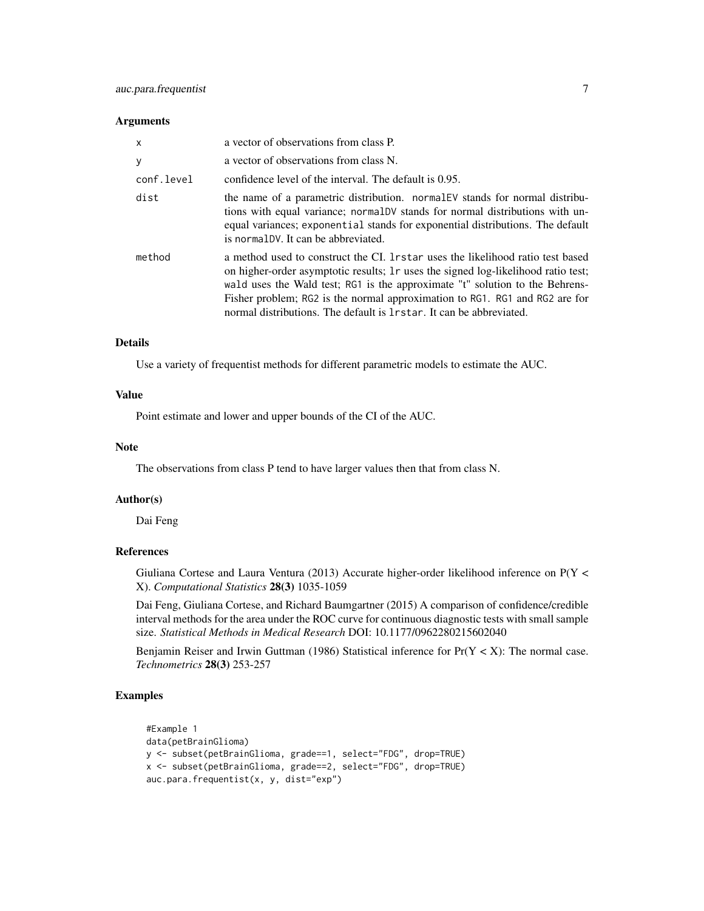### Arguments

| | |
|---|---|
| `x` | a vector of observations from class P. |
| `y` | a vector of observations from class N. |
| `conf.level` | confidence level of the interval. The default is 0.95. |
| `dist` | the name of a parametric distribution. `normalEV` stands for normal distributions with equal variance; `normalDV` stands for normal distributions with unequal variances; `exponential` stands for exponential distributions. The default is `normalDV`. It can be abbreviated. |
| `method` | a method used to construct the CI. `lrstar` uses the likelihood ratio test based on higher-order asymptotic results; `lr` uses the signed log-likelihood ratio test; `wald` uses the Wald test; `RG1` is the approximate "t" solution to the Behrens-Fisher problem; `RG2` is the normal approximation to `RG1`. `RG1` and `RG2` are for normal distributions. The default is `lrstar`. It can be abbreviated. |

### Details

Use a variety of frequentist methods for different parametric models to estimate the AUC.

### Value

Point estimate and lower and upper bounds of the CI of the AUC.

### Note

The observations from class P tend to have larger values then that from class N.

### Author(s)

Dai Feng

### References

Giuliana Cortese and Laura Ventura (2013) Accurate higher-order likelihood inference on P(Y < X). *Computational Statistics* **28(3)** 1035-1059

Dai Feng, Giuliana Cortese, and Richard Baumgartner (2015) A comparison of confidence/credible interval methods for the area under the ROC curve for continuous diagnostic tests with small sample size. *Statistical Methods in Medical Research* DOI: 10.1177/0962280215602040

Benjamin Reiser and Irwin Guttman (1986) Statistical inference for Pr(Y < X): The normal case. *Technometrics* **28(3)** 253-257

### Examples

```
#Example 1
data(petBrainGlioma)
y <- subset(petBrainGlioma, grade==1, select="FDG", drop=TRUE)
x <- subset(petBrainGlioma, grade==2, select="FDG", drop=TRUE)
auc.para.frequentist(x, y, dist="exp")
```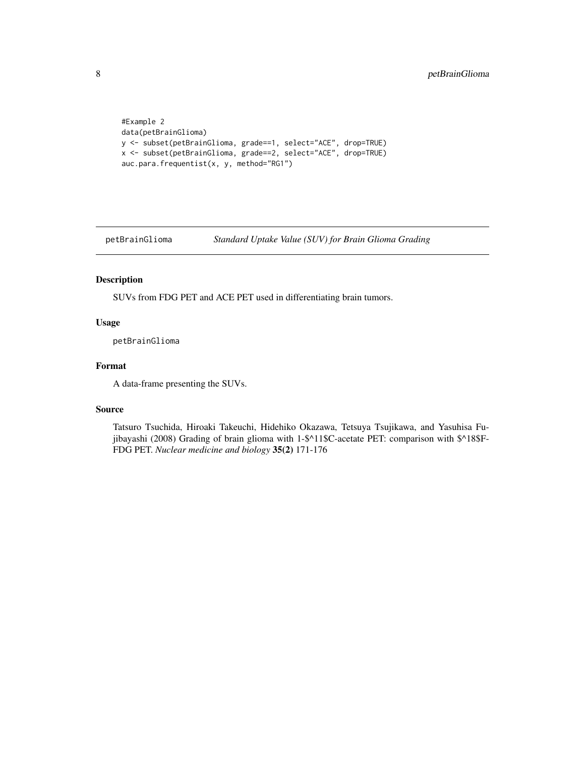```
#Example 2
data(petBrainGlioma)
y <- subset(petBrainGlioma, grade==1, select="ACE", drop=TRUE)
x <- subset(petBrainGlioma, grade==2, select="ACE", drop=TRUE)
auc.para.frequentist(x, y, method="RG1")
```

## petBrainGlioma *Standard Uptake Value (SUV) for Brain Glioma Grading*

### Description

SUVs from FDG PET and ACE PET used in differentiating brain tumors.

### Usage

```
petBrainGlioma
```

### Format

A data-frame presenting the SUVs.

### Source

Tatsuro Tsuchida, Hiroaki Takeuchi, Hidehiko Okazawa, Tetsuya Tsujikawa, and Yasuhisa Fujibayashi (2008) Grading of brain glioma with 1-$^11$C-acetate PET: comparison with $^18$F-FDG PET. *Nuclear medicine and biology* **35(2)** 171-176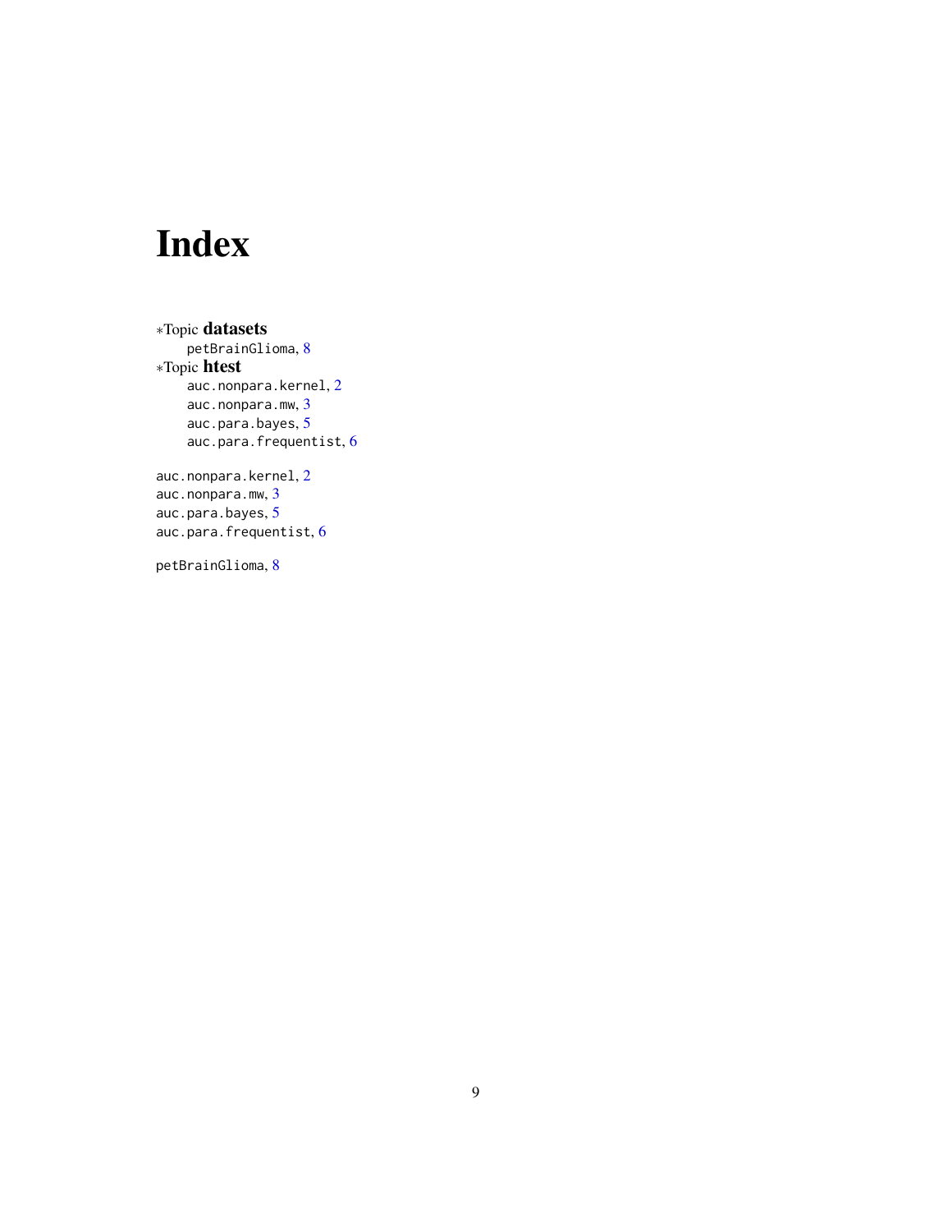# Index

*Topic **datasets**

    petBrainGlioma, 8

*Topic **htest**

    auc.nonpara.kernel, 2
    auc.nonpara.mw, 3
    auc.para.bayes, 5
    auc.para.frequentist, 6

auc.nonpara.kernel, 2
auc.nonpara.mw, 3
auc.para.bayes, 5
auc.para.frequentist, 6

petBrainGlioma, 8